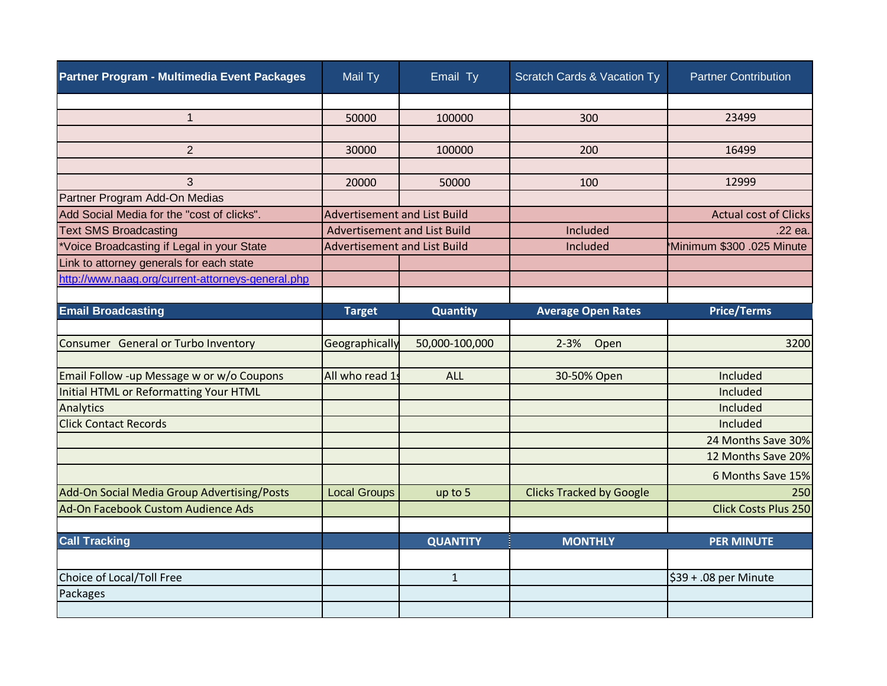| Partner Program - Multimedia Event Packages | Mail Ty | Email Ty | Scratch Cards & Vacation Ty | Partner Contribution |
|---|---|---|---|---|
| | | | | |
| 1 | 50000 | 100000 | 300 | 23499 |
| | | | | |
| 2 | 30000 | 100000 | 200 | 16499 |
| | | | | |
| 3 | 20000 | 50000 | 100 | 12999 |
| Partner Program Add-On Medias | | | | |
| Add Social Media for the "cost of clicks". | Advertisement and List Build | | | Actual cost of Clicks |
| Text SMS Broadcasting | Advertisement and List Build | | Included | .22 ea. |
| *Voice Broadcasting if Legal in your State | Advertisement and List Build | | Included | *Minimum $300 .025 Minute |
| Link to attorney generals for each state | | | | |
| http://www.naag.org/current-attorneys-general.php | | | | |
| | | | | |
| **Email Broadcasting** | **Target** | **Quantity** | **Average Open Rates** | **Price/Terms** |
| | | | | |
| Consumer General or Turbo Inventory | Geographically | 50,000-100,000 | 2-3% Open | 3200 |
| | | | | |
| Email Follow -up Message w or w/o Coupons | All who read 1s | ALL | 30-50% Open | Included |
| Initial HTML or Reformatting Your HTML | | | | Included |
| Analytics | | | | Included |
| Click Contact Records | | | | Included |
| | | | | 24 Months Save 30% |
| | | | | 12 Months Save 20% |
| | | | | 6 Months Save 15% |
| Add-On Social Media Group Advertising/Posts | Local Groups | up to 5 | Clicks Tracked by Google | 250 |
| Ad-On Facebook Custom Audience Ads | | | | Click Costs Plus 250 |
| | | | | |
| **Call Tracking** | | **QUANTITY** | **MONTHLY** | **PER MINUTE** |
| | | | | |
| Choice of Local/Toll Free | | 1 | | $39 + .08 per Minute |
| Packages | | | | |
| | | | | |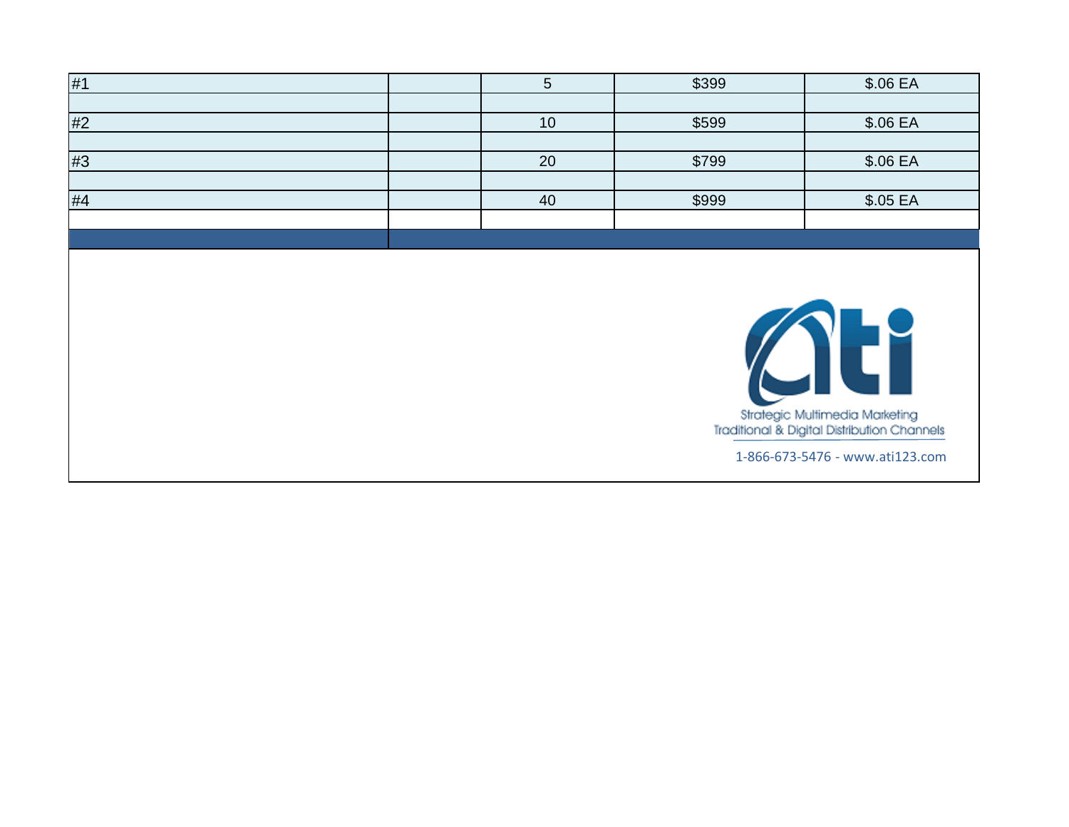| | | | | |
|---|---|---|---|---|
| #1 | | 5 | $399 | $.06 EA |
| | | | | |
| #2 | | 10 | $599 | $.06 EA |
| | | | | |
| #3 | | 20 | $799 | $.06 EA |
| | | | | |
| #4 | | 40 | $999 | $.05 EA |

Strategic Multimedia Marketing
Traditional & Digital Distribution Channels

1-866-673-5476 - www.ati123.com